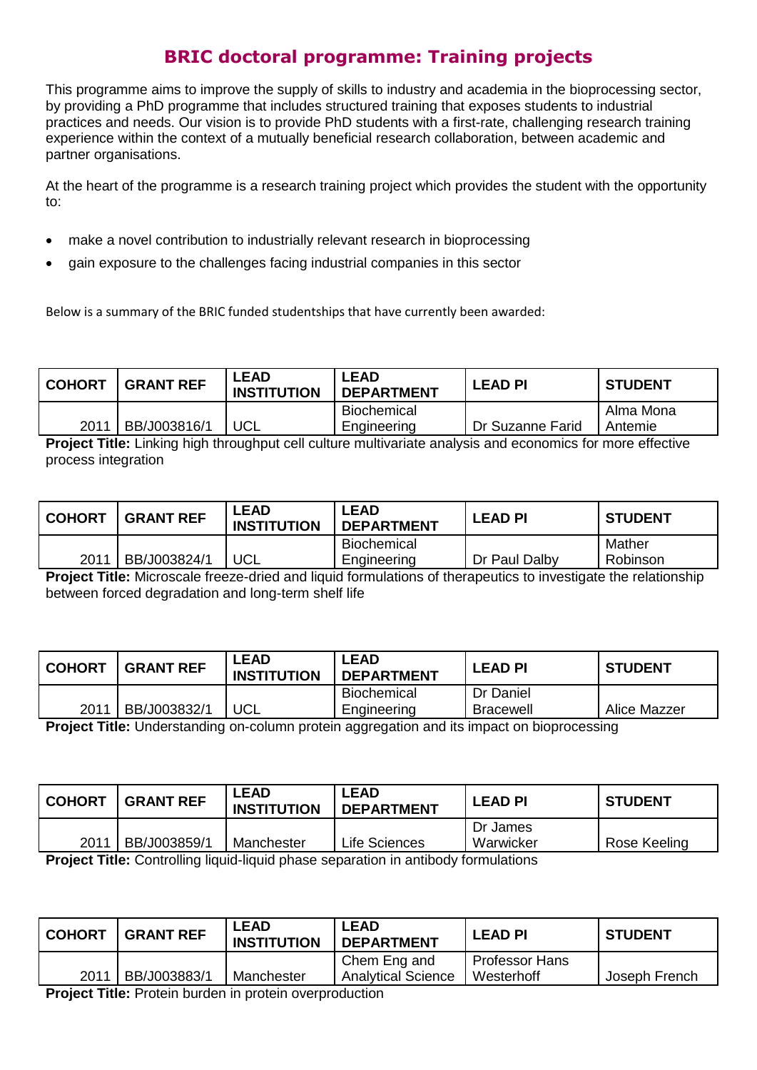# BRIC doctoral programme: Training projects

This programme aims to improve the supply of skills to industry and academia in the bioprocessing sector, by providing a PhD programme that includes structured training that exposes students to industrial practices and needs. Our vision is to provide PhD students with a first-rate, challenging research training experience within the context of a mutually beneficial research collaboration, between academic and partner organisations.

At the heart of the programme is a research training project which provides the student with the opportunity to:

- make a novel contribution to industrially relevant research in bioprocessing
- gain exposure to the challenges facing industrial companies in this sector

Below is a summary of the BRIC funded studentships that have currently been awarded:

| COHORT | GRANT REF | LEAD INSTITUTION | LEAD DEPARTMENT | LEAD PI | STUDENT |
|---|---|---|---|---|---|
| 2011 | BB/J003816/1 | UCL | Biochemical Engineering | Dr Suzanne Farid | Alma Mona Antemie |

**Project Title:** Linking high throughput cell culture multivariate analysis and economics for more effective process integration

| COHORT | GRANT REF | LEAD INSTITUTION | LEAD DEPARTMENT | LEAD PI | STUDENT |
|---|---|---|---|---|---|
| 2011 | BB/J003824/1 | UCL | Biochemical Engineering | Dr Paul Dalby | Mather Robinson |

**Project Title:** Microscale freeze-dried and liquid formulations of therapeutics to investigate the relationship between forced degradation and long-term shelf life

| COHORT | GRANT REF | LEAD INSTITUTION | LEAD DEPARTMENT | LEAD PI | STUDENT |
|---|---|---|---|---|---|
| 2011 | BB/J003832/1 | UCL | Biochemical Engineering | Dr Daniel Bracewell | Alice Mazzer |

**Project Title:** Understanding on-column protein aggregation and its impact on bioprocessing

| COHORT | GRANT REF | LEAD INSTITUTION | LEAD DEPARTMENT | LEAD PI | STUDENT |
|---|---|---|---|---|---|
| 2011 | BB/J003859/1 | Manchester | Life Sciences | Dr James Warwicker | Rose Keeling |

**Project Title:** Controlling liquid-liquid phase separation in antibody formulations

| COHORT | GRANT REF | LEAD INSTITUTION | LEAD DEPARTMENT | LEAD PI | STUDENT |
|---|---|---|---|---|---|
| 2011 | BB/J003883/1 | Manchester | Chem Eng and Analytical Science | Professor Hans Westerhoff | Joseph French |

**Project Title:** Protein burden in protein overproduction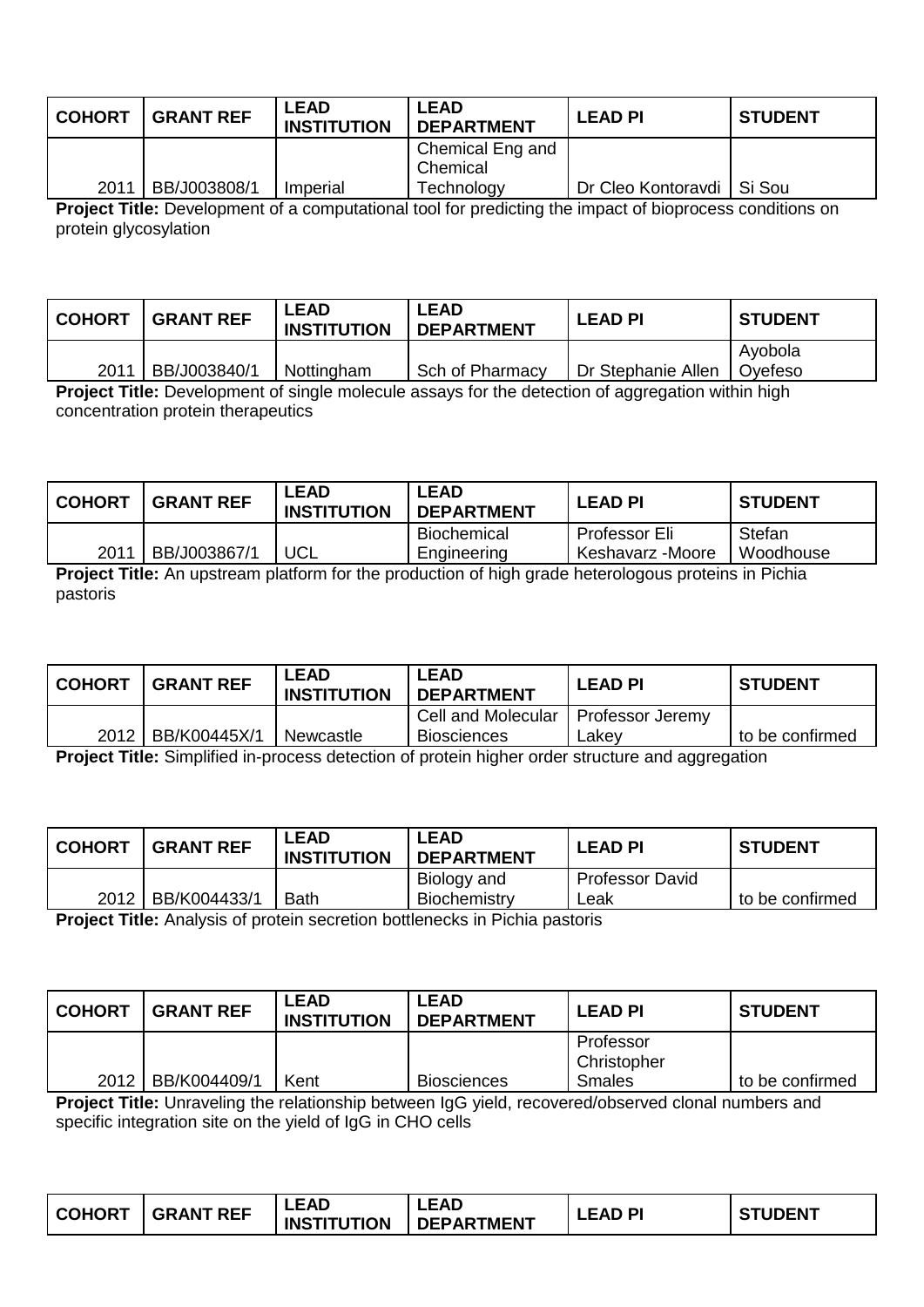| COHORT | GRANT REF | LEAD INSTITUTION | LEAD DEPARTMENT | LEAD PI | STUDENT |
|---|---|---|---|---|---|
| 2011 | BB/J003808/1 | Imperial | Chemical Eng and Chemical Technology | Dr Cleo Kontoravdi | Si Sou |

**Project Title:** Development of a computational tool for predicting the impact of bioprocess conditions on protein glycosylation

| COHORT | GRANT REF | LEAD INSTITUTION | LEAD DEPARTMENT | LEAD PI | STUDENT |
|---|---|---|---|---|---|
| 2011 | BB/J003840/1 | Nottingham | Sch of Pharmacy | Dr Stephanie Allen | Ayobola Oyefeso |

**Project Title:** Development of single molecule assays for the detection of aggregation within high concentration protein therapeutics

| COHORT | GRANT REF | LEAD INSTITUTION | LEAD DEPARTMENT | LEAD PI | STUDENT |
|---|---|---|---|---|---|
| 2011 | BB/J003867/1 | UCL | Biochemical Engineering | Professor Eli Keshavarz -Moore | Stefan Woodhouse |

**Project Title:** An upstream platform for the production of high grade heterologous proteins in Pichia pastoris

| COHORT | GRANT REF | LEAD INSTITUTION | LEAD DEPARTMENT | LEAD PI | STUDENT |
|---|---|---|---|---|---|
| 2012 | BB/K00445X/1 | Newcastle | Cell and Molecular Biosciences | Professor Jeremy Lakey | to be confirmed |

**Project Title:** Simplified in-process detection of protein higher order structure and aggregation

| COHORT | GRANT REF | LEAD INSTITUTION | LEAD DEPARTMENT | LEAD PI | STUDENT |
|---|---|---|---|---|---|
| 2012 | BB/K004433/1 | Bath | Biology and Biochemistry | Professor David Leak | to be confirmed |

**Project Title:** Analysis of protein secretion bottlenecks in Pichia pastoris

| COHORT | GRANT REF | LEAD INSTITUTION | LEAD DEPARTMENT | LEAD PI | STUDENT |
|---|---|---|---|---|---|
| 2012 | BB/K004409/1 | Kent | Biosciences | Professor Christopher Smales | to be confirmed |

**Project Title:** Unraveling the relationship between IgG yield, recovered/observed clonal numbers and specific integration site on the yield of IgG in CHO cells

| COHORT | GRANT REF | LEAD INSTITUTION | LEAD DEPARTMENT | LEAD PI | STUDENT |
|---|---|---|---|---|---|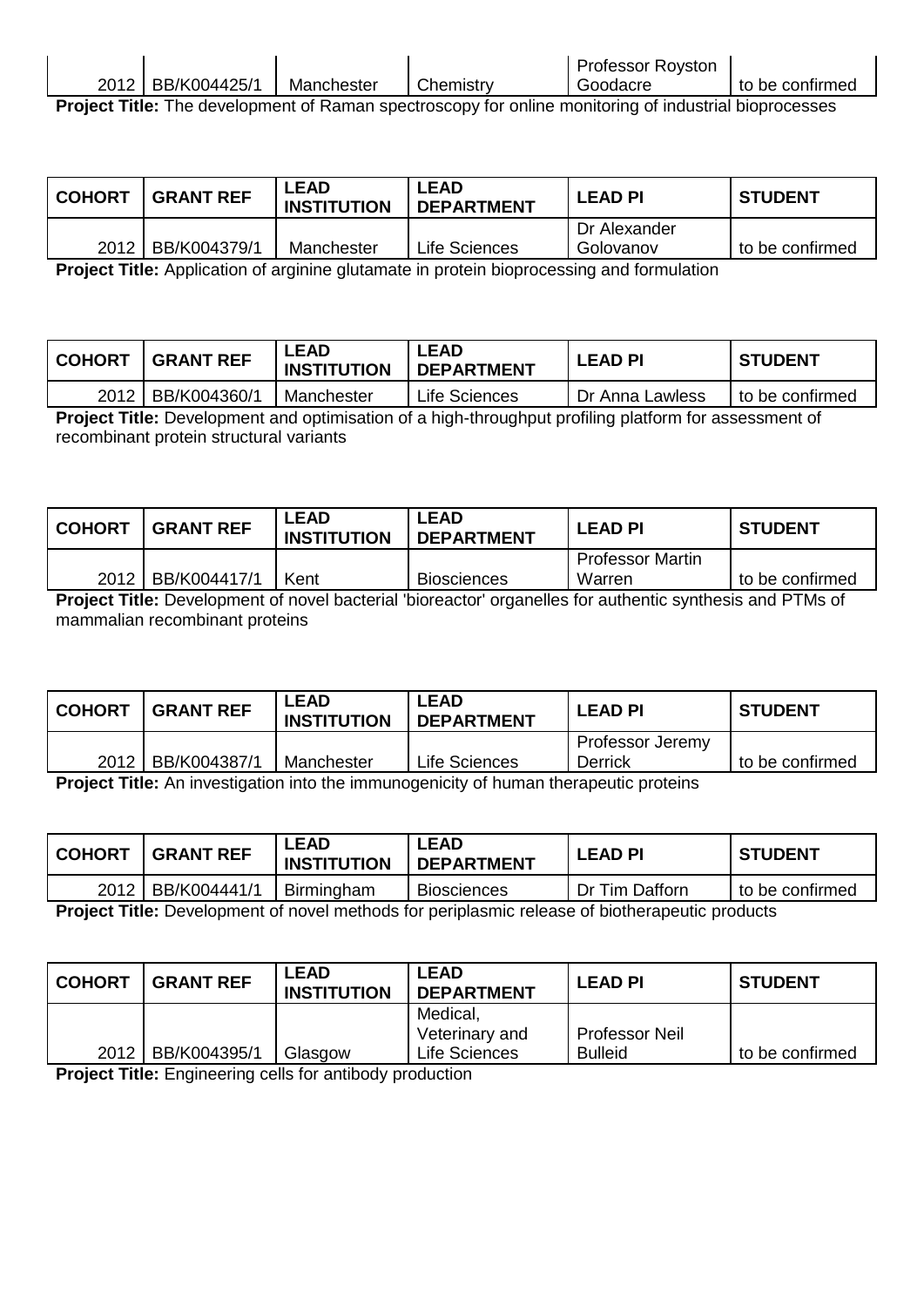| | | | | | |
|---|---|---|---|---|---|
| 2012 | BB/K004425/1 | Manchester | Chemistry | Professor Royston Goodacre | to be confirmed |

**Project Title:** The development of Raman spectroscopy for online monitoring of industrial bioprocesses

| COHORT | GRANT REF | LEAD INSTITUTION | LEAD DEPARTMENT | LEAD PI | STUDENT |
|---|---|---|---|---|---|
| 2012 | BB/K004379/1 | Manchester | Life Sciences | Dr Alexander Golovanov | to be confirmed |

**Project Title:** Application of arginine glutamate in protein bioprocessing and formulation

| COHORT | GRANT REF | LEAD INSTITUTION | LEAD DEPARTMENT | LEAD PI | STUDENT |
|---|---|---|---|---|---|
| 2012 | BB/K004360/1 | Manchester | Life Sciences | Dr Anna Lawless | to be confirmed |

**Project Title:** Development and optimisation of a high-throughput profiling platform for assessment of recombinant protein structural variants

| COHORT | GRANT REF | LEAD INSTITUTION | LEAD DEPARTMENT | LEAD PI | STUDENT |
|---|---|---|---|---|---|
| 2012 | BB/K004417/1 | Kent | Biosciences | Professor Martin Warren | to be confirmed |

**Project Title:** Development of novel bacterial 'bioreactor' organelles for authentic synthesis and PTMs of mammalian recombinant proteins

| COHORT | GRANT REF | LEAD INSTITUTION | LEAD DEPARTMENT | LEAD PI | STUDENT |
|---|---|---|---|---|---|
| 2012 | BB/K004387/1 | Manchester | Life Sciences | Professor Jeremy Derrick | to be confirmed |

**Project Title:** An investigation into the immunogenicity of human therapeutic proteins

| COHORT | GRANT REF | LEAD INSTITUTION | LEAD DEPARTMENT | LEAD PI | STUDENT |
|---|---|---|---|---|---|
| 2012 | BB/K004441/1 | Birmingham | Biosciences | Dr Tim Dafforn | to be confirmed |

**Project Title:** Development of novel methods for periplasmic release of biotherapeutic products

| COHORT | GRANT REF | LEAD INSTITUTION | LEAD DEPARTMENT | LEAD PI | STUDENT |
|---|---|---|---|---|---|
| 2012 | BB/K004395/1 | Glasgow | Medical, Veterinary and Life Sciences | Professor Neil Bulleid | to be confirmed |

**Project Title:** Engineering cells for antibody production